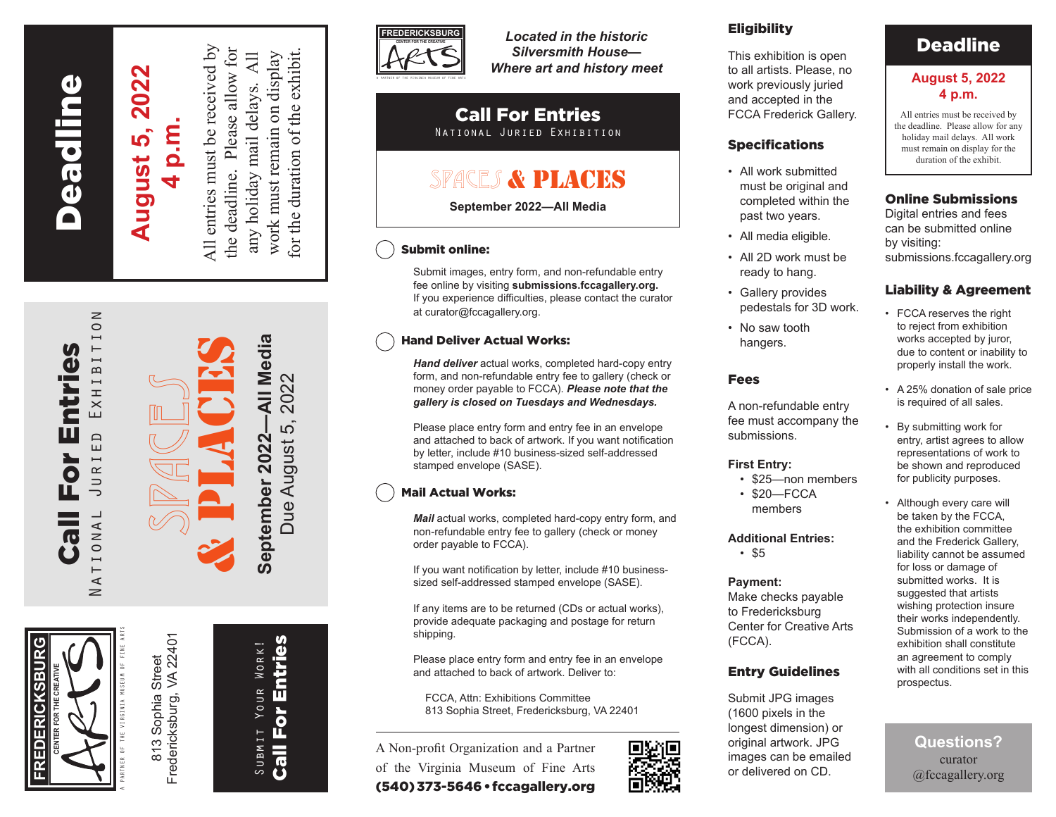# Deadline

## August 5, 2022
## 4 p.m.

All entries must be received by the deadline. Please allow for any holiday mail delays. All work must remain on display for the duration of the exhibit.

# Call For Entries

NATIONAL JURIED EXHIBITION

# SPACES & PLACES

**September 2022—All Media**

Due August 5, 2022

FREDERICKSBURG CENTER FOR THE CREATIVE ARTS

A PARTNER OF THE VIRGINIA MUSEUM OF FINE ARTS

813 Sophia Street
Fredericksburg, VA 22401

SUBMIT YOUR WORK!
**Call For Entries**

FREDERICKSBURG CENTER FOR THE CREATIVE ARTS

A PARTNER OF THE VIRGINIA MUSEUM OF FINE ARTS

*Located in the historic Silversmith House— Where art and history meet*

# Call For Entries

NATIONAL JURIED EXHIBITION

## SPACES & PLACES

**September 2022—All Media**

### Submit online:

Submit images, entry form, and non-refundable entry fee online by visiting **submissions.fccagallery.org.** If you experience difficulties, please contact the curator at curator@fccagallery.org.

### Hand Deliver Actual Works:

***Hand deliver*** actual works, completed hard-copy entry form, and non-refundable entry fee to gallery (check or money order payable to FCCA). ***Please note that the gallery is closed on Tuesdays and Wednesdays.***

Please place entry form and entry fee in an envelope and attached to back of artwork. If you want notification by letter, include #10 business-sized self-addressed stamped envelope (SASE).

### Mail Actual Works:

***Mail*** actual works, completed hard-copy entry form, and non-refundable entry fee to gallery (check or money order payable to FCCA).

If you want notification by letter, include #10 business-sized self-addressed stamped envelope (SASE).

If any items are to be returned (CDs or actual works), provide adequate packaging and postage for return shipping.

Please place entry form and entry fee in an envelope and attached to back of artwork. Deliver to:

FCCA, Attn: Exhibitions Committee
813 Sophia Street, Fredericksburg, VA 22401

A Non-profit Organization and a Partner of the Virginia Museum of Fine Arts
**(540) 373-5646 • fccagallery.org**

### Eligibility

This exhibition is open to all artists. Please, no work previously juried and accepted in the FCCA Frederick Gallery.

### Specifications

- All work submitted must be original and completed within the past two years.
- All media eligible.
- All 2D work must be ready to hang.
- Gallery provides pedestals for 3D work.
- No saw tooth hangers.

### Fees

A non-refundable entry fee must accompany the submissions.

**First Entry:**
- $25—non members
- $20—FCCA members

**Additional Entries:**
- $5

**Payment:**
Make checks payable to Fredericksburg Center for Creative Arts (FCCA).

### Entry Guidelines

Submit JPG images (1600 pixels in the longest dimension) or original artwork. JPG images can be emailed or delivered on CD.

# Deadline

## August 5, 2022
## 4 p.m.

All entries must be received by the deadline. Please allow for any holiday mail delays. All work must remain on display for the duration of the exhibit.

### Online Submissions

Digital entries and fees can be submitted online by visiting: submissions.fccagallery.org

### Liability & Agreement

- FCCA reserves the right to reject from exhibition works accepted by juror, due to content or inability to properly install the work.
- A 25% donation of sale price is required of all sales.
- By submitting work for entry, artist agrees to allow representations of work to be shown and reproduced for publicity purposes.
- Although every care will be taken by the FCCA, the exhibition committee and the Frederick Gallery, liability cannot be assumed for loss or damage of submitted works. It is suggested that artists wishing protection insure their works independently. Submission of a work to the exhibition shall constitute an agreement to comply with all conditions set in this prospectus.

**Questions?**
curator
@fccagallery.org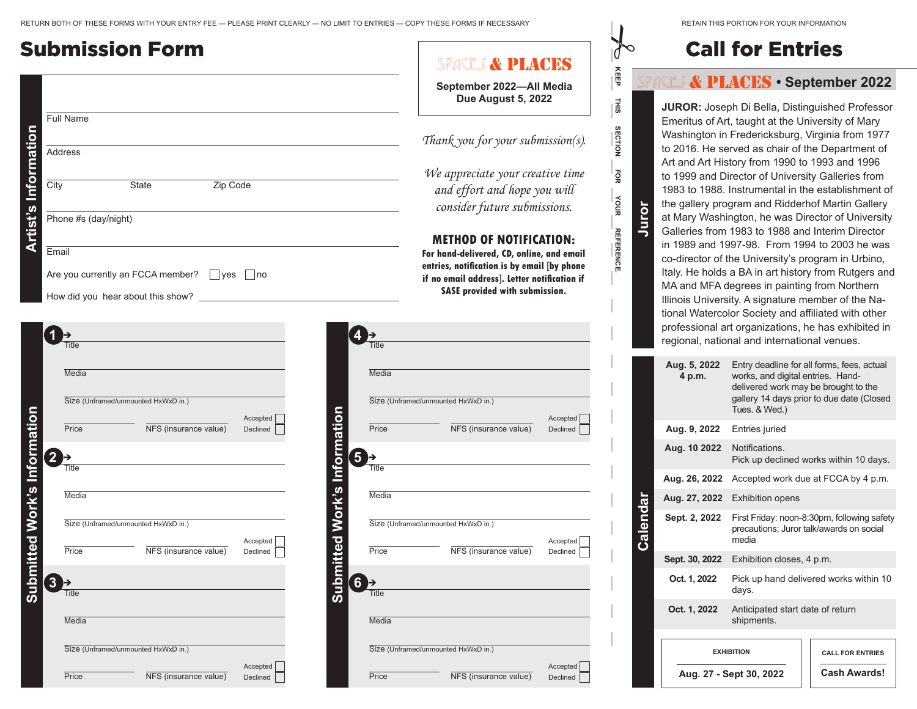RETURN BOTH OF THESE FORMS WITH YOUR ENTRY FEE — PLEASE PRINT CLEARLY — NO LIMIT TO ENTRIES — COPY THESE FORMS IF NECESSARY

# Submission Form

## Artist's Information

Full Name

Address

City State Zip Code

Phone #s (day/night)

Email

Are you currently an FCCA member? ☐ yes ☐ no

How did you hear about this show?

**SPACES & PLACES**

**September 2022—All Media**
**Due August 5, 2022**

*Thank you for your submission(s).*

*We appreciate your creative time and effort and hope you will consider future submissions.*

**METHOD OF NOTIFICATION:**
**For hand-delivered, CD, online, and email entries, notification is by email [by phone if no email address]. Letter notification if SASE provided with submission.**

## Submitted Work's Information

**1** ➔
Title
Media
Size (Unframed/unmounted HxWxD in.)
Price NFS (insurance value) Accepted ☐ Declined ☐

**2** ➔
Title
Media
Size (Unframed/unmounted HxWxD in.)
Price NFS (insurance value) Accepted ☐ Declined ☐

**3** ➔
Title
Media
Size (Unframed/unmounted HxWxD in.)
Price NFS (insurance value) Accepted ☐ Declined ☐

**4** ➔
Title
Media
Size (Unframed/unmounted HxWxD in.)
Price NFS (insurance value) Accepted ☐ Declined ☐

**5** ➔
Title
Media
Size (Unframed/unmounted HxWxD in.)
Price NFS (insurance value) Accepted ☐ Declined ☐

**6** ➔
Title
Media
Size (Unframed/unmounted HxWxD in.)
Price NFS (insurance value) Accepted ☐ Declined ☐

KEEP THIS SECTION FOR YOUR REFERENCE.

RETAIN THIS PORTION FOR YOUR INFORMATION

# Call for Entries

## SPACES & PLACES • September 2022

### Juror

**JUROR:** Joseph Di Bella, Distinguished Professor Emeritus of Art, taught at the University of Mary Washington in Fredericksburg, Virginia from 1977 to 2016. He served as chair of the Department of Art and Art History from 1990 to 1993 and 1996 to 1999 and Director of University Galleries from 1983 to 1988. Instrumental in the establishment of the gallery program and Ridderhof Martin Gallery at Mary Washington, he was Director of University Galleries from 1983 to 1988 and Interim Director in 1989 and 1997-98. From 1994 to 2003 he was co-director of the University's program in Urbino, Italy. He holds a BA in art history from Rutgers and MA and MFA degrees in painting from Northern Illinois University. A signature member of the National Watercolor Society and affiliated with other professional art organizations, he has exhibited in regional, national and international venues.

### Calendar

| | |
|---|---|
| **Aug. 5, 2022 4 p.m.** | Entry deadline for all forms, fees, actual works, and digital entries. Hand-delivered work may be brought to the gallery 14 days prior to due date (Closed Tues. & Wed.) |
| **Aug. 9, 2022** | Entries juried |
| **Aug. 10 2022** | Notifications. Pick up declined works within 10 days. |
| **Aug. 26, 2022** | Accepted work due at FCCA by 4 p.m. |
| **Aug. 27, 2022** | Exhibition opens |
| **Sept. 2, 2022** | First Friday: noon-8:30pm, following safety precautions; Juror talk/awards on social media |
| **Sept. 30, 2022** | Exhibition closes, 4 p.m. |
| **Oct. 1, 2022** | Pick up hand delivered works within 10 days. |
| **Oct. 1, 2022** | Anticipated start date of return shipments. |

**EXHIBITION**
**Aug. 27 - Sept 30, 2022**

**CALL FOR ENTRIES**
**Cash Awards!**